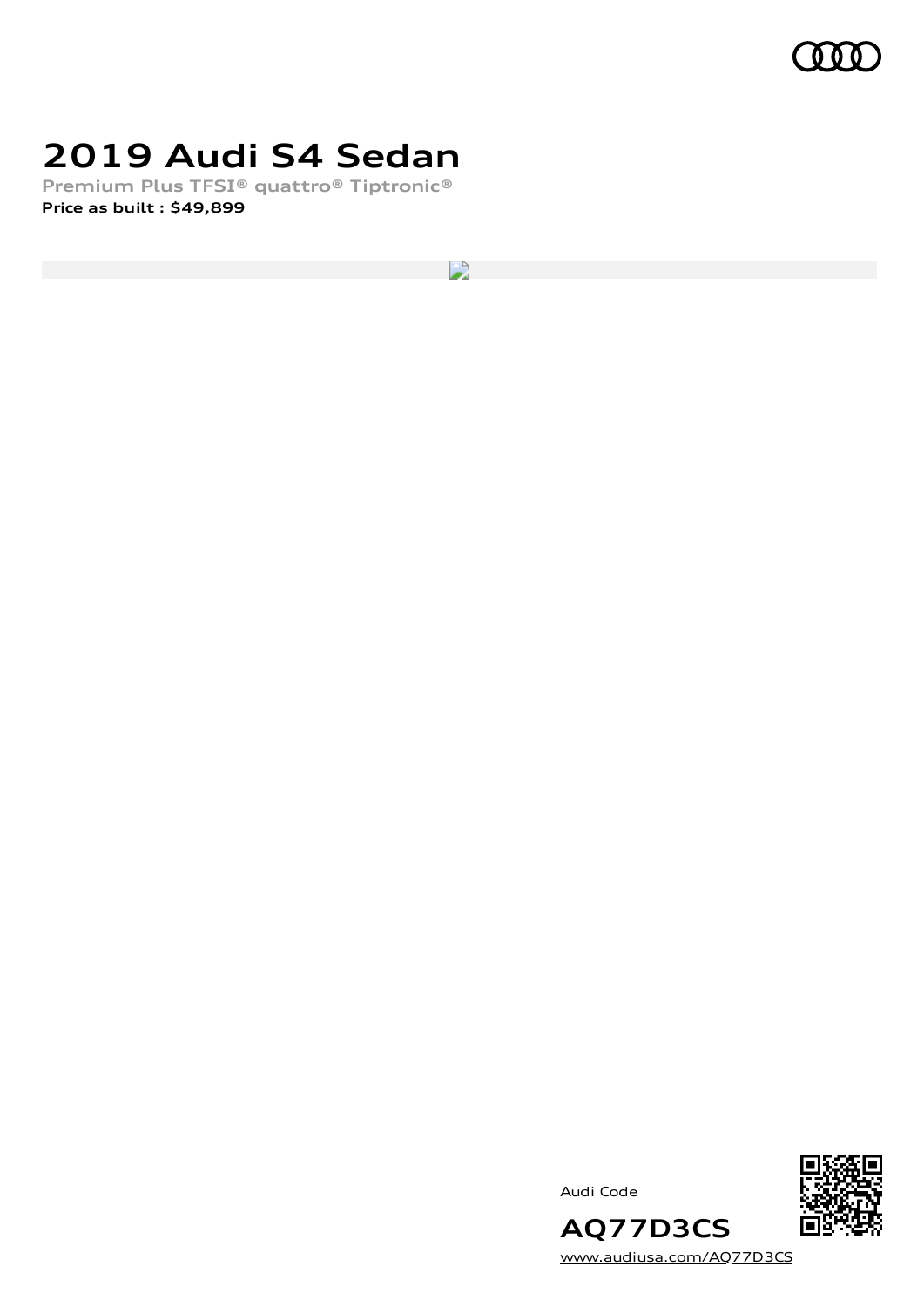# 2019 Audi S4 Sedan

**Premium Plus TFSI® quattro® Tiptronic®**

**Price as built : $49,899**

Audi Code

**AQ77D3CS**

www.audiusa.com/AQ77D3CS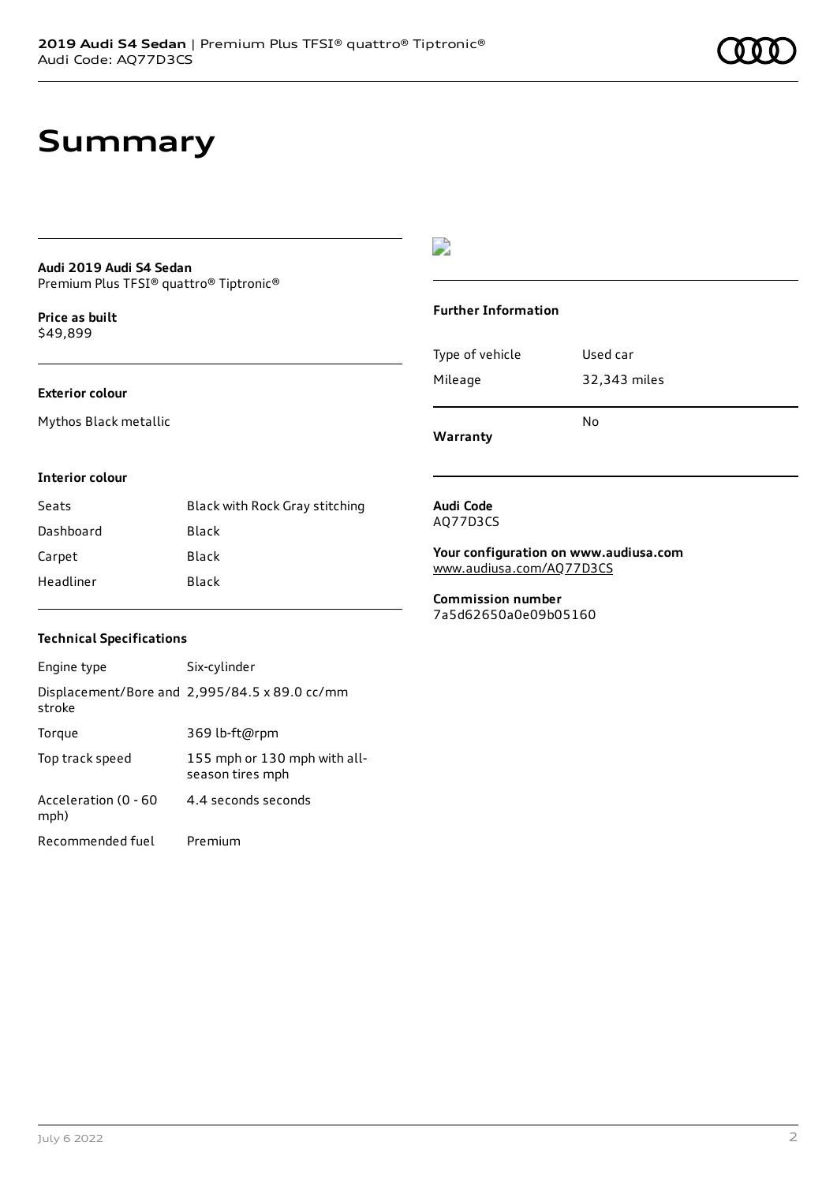# Summary

**Audi 2019 Audi S4 Sedan**
Premium Plus TFSI® quattro® Tiptronic®

**Price as built**
$49,899

### Exterior colour

Mythos Black metallic

### Interior colour

| | |
|---|---|
| Seats | Black with Rock Gray stitching |
| Dashboard | Black |
| Carpet | Black |
| Headliner | Black |

### Technical Specifications

| | |
|---|---|
| Engine type | Six-cylinder |
| Displacement/Bore and stroke | 2,995/84.5 x 89.0 cc/mm |
| Torque | 369 lb-ft@rpm |
| Top track speed | 155 mph or 130 mph with all-season tires mph |
| Acceleration (0 - 60 mph) | 4.4 seconds seconds |
| Recommended fuel | Premium |

### Further Information

| | |
|---|---|
| Type of vehicle | Used car |
| Mileage | 32,343 miles |
| **Warranty** | No |

**Audi Code**
AQ77D3CS

**Your configuration on www.audiusa.com**
www.audiusa.com/AQ77D3CS

**Commission number**
7a5d62650a0e09b05160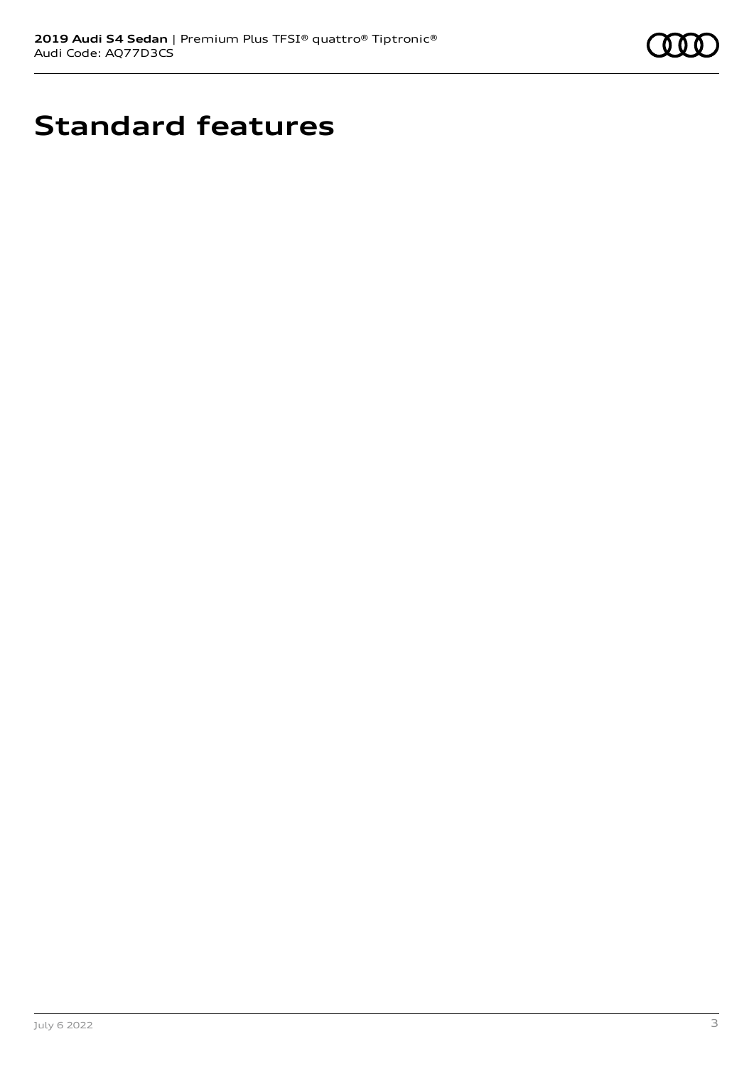# Standard features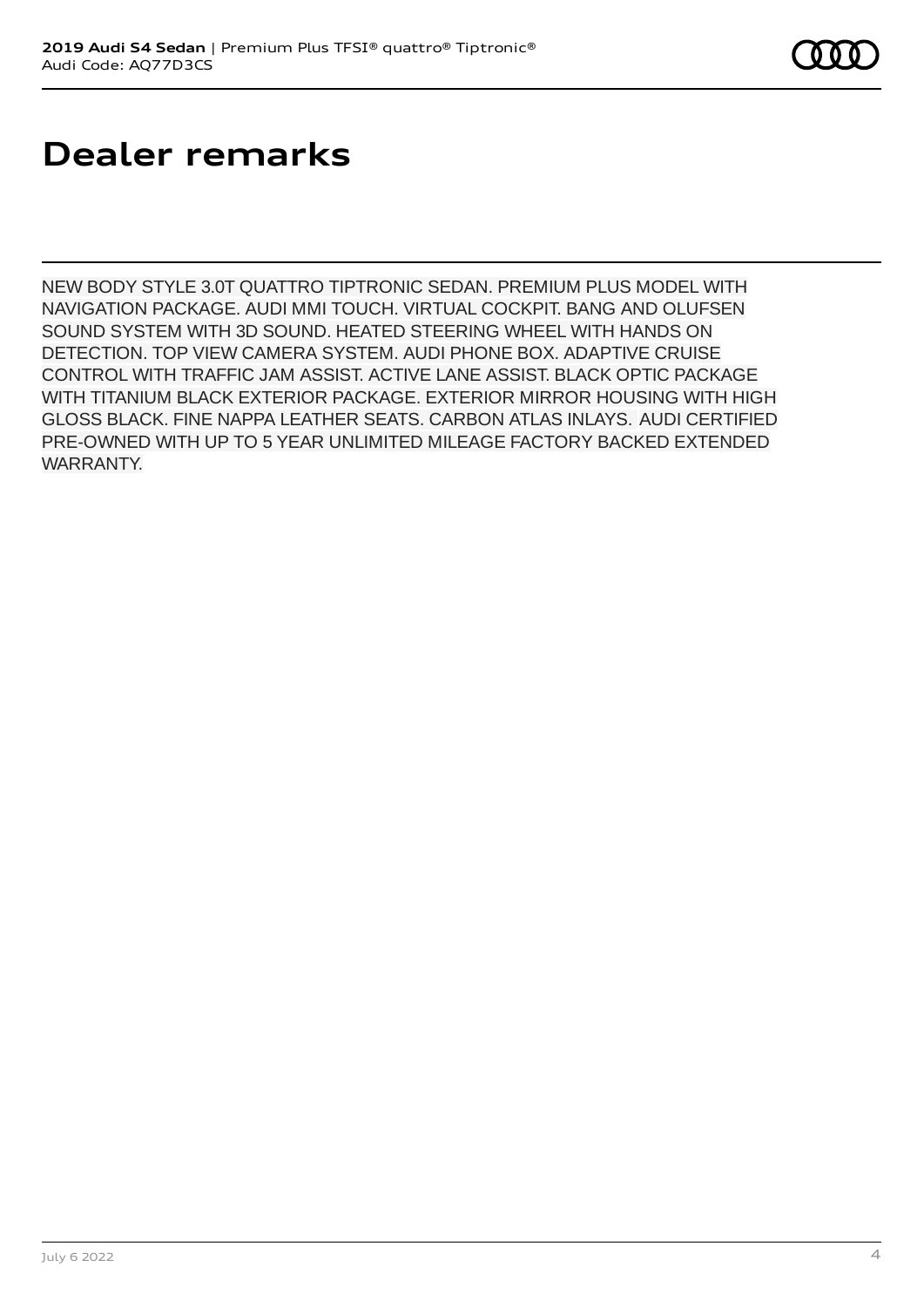# Dealer remarks

NEW BODY STYLE 3.0T QUATTRO TIPTRONIC SEDAN. PREMIUM PLUS MODEL WITH NAVIGATION PACKAGE. AUDI MMI TOUCH. VIRTUAL COCKPIT. BANG AND OLUFSEN SOUND SYSTEM WITH 3D SOUND. HEATED STEERING WHEEL WITH HANDS ON DETECTION. TOP VIEW CAMERA SYSTEM. AUDI PHONE BOX. ADAPTIVE CRUISE CONTROL WITH TRAFFIC JAM ASSIST. ACTIVE LANE ASSIST. BLACK OPTIC PACKAGE WITH TITANIUM BLACK EXTERIOR PACKAGE. EXTERIOR MIRROR HOUSING WITH HIGH GLOSS BLACK. FINE NAPPA LEATHER SEATS. CARBON ATLAS INLAYS. AUDI CERTIFIED PRE-OWNED WITH UP TO 5 YEAR UNLIMITED MILEAGE FACTORY BACKED EXTENDED WARRANTY.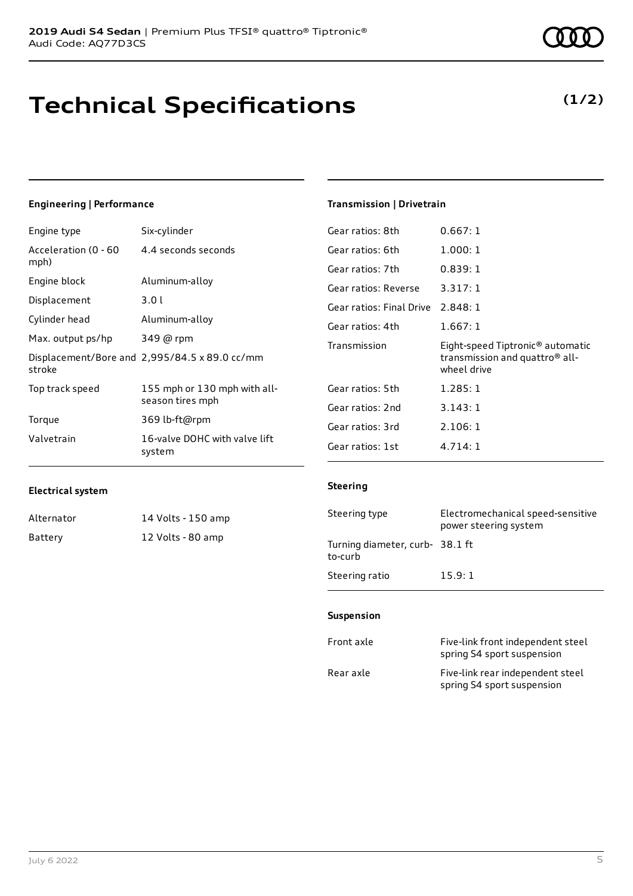**2019 Audi S4 Sedan** | Premium Plus TFSI® quattro® Tiptronic®
Audi Code: AQ77D3CS

# Technical Specifications

**(1/2)**

### Engineering | Performance

| | |
|---|---|
| Engine type | Six-cylinder |
| Acceleration (0 - 60 mph) | 4.4 seconds seconds |
| Engine block | Aluminum-alloy |
| Displacement | 3.0 l |
| Cylinder head | Aluminum-alloy |
| Max. output ps/hp | 349 @ rpm |
| Displacement/Bore and stroke | 2,995/84.5 x 89.0 cc/mm |
| Top track speed | 155 mph or 130 mph with all-season tires mph |
| Torque | 369 lb-ft@rpm |
| Valvetrain | 16-valve DOHC with valve lift system |

### Electrical system

| | |
|---|---|
| Alternator | 14 Volts - 150 amp |
| Battery | 12 Volts - 80 amp |

### Transmission | Drivetrain

| | |
|---|---|
| Gear ratios: 8th | 0.667: 1 |
| Gear ratios: 6th | 1.000: 1 |
| Gear ratios: 7th | 0.839: 1 |
| Gear ratios: Reverse | 3.317: 1 |
| Gear ratios: Final Drive | 2.848: 1 |
| Gear ratios: 4th | 1.667: 1 |
| Transmission | Eight-speed Tiptronic® automatic transmission and quattro® all-wheel drive |
| Gear ratios: 5th | 1.285: 1 |
| Gear ratios: 2nd | 3.143: 1 |
| Gear ratios: 3rd | 2.106: 1 |
| Gear ratios: 1st | 4.714: 1 |

### Steering

| | |
|---|---|
| Steering type | Electromechanical speed-sensitive power steering system |
| Turning diameter, curb-to-curb | 38.1 ft |
| Steering ratio | 15.9: 1 |

### Suspension

| | |
|---|---|
| Front axle | Five-link front independent steel spring S4 sport suspension |
| Rear axle | Five-link rear independent steel spring S4 sport suspension |

July 6 2022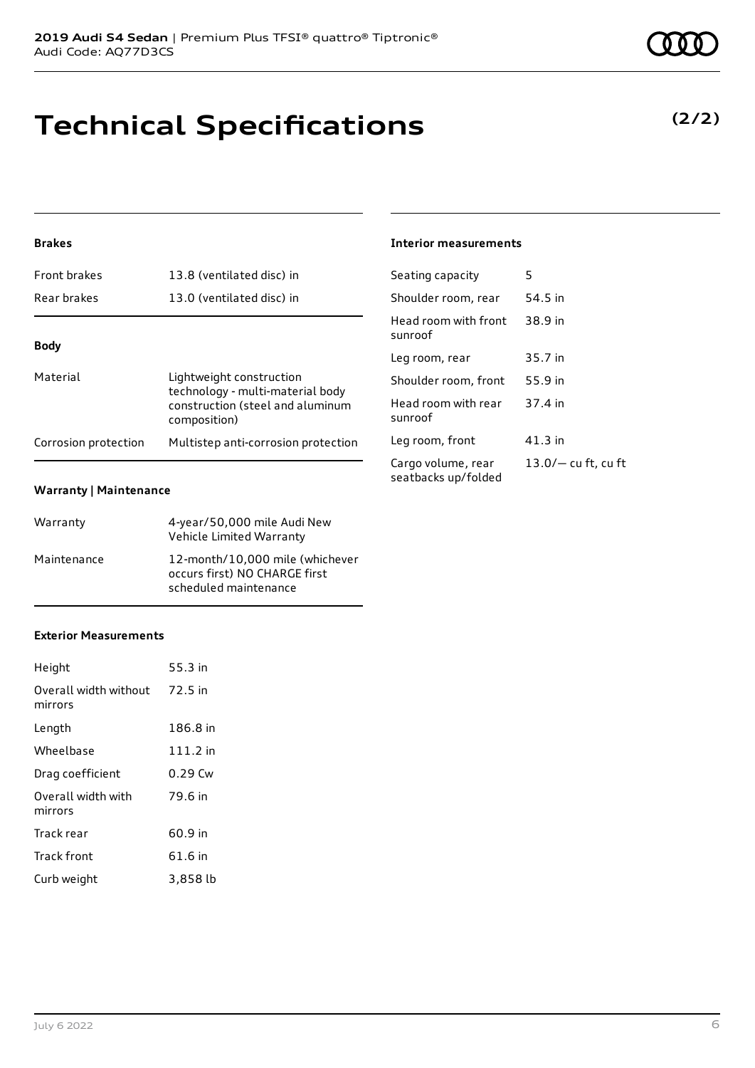# Technical Specifications

**(2/2)**

### Brakes

| | |
|---|---|
| Front brakes | 13.8 (ventilated disc) in |
| Rear brakes | 13.0 (ventilated disc) in |

### Body

| | |
|---|---|
| Material | Lightweight construction technology - multi-material body construction (steel and aluminum composition) |
| Corrosion protection | Multistep anti-corrosion protection |

### Warranty | Maintenance

| | |
|---|---|
| Warranty | 4-year/50,000 mile Audi New Vehicle Limited Warranty |
| Maintenance | 12-month/10,000 mile (whichever occurs first) NO CHARGE first scheduled maintenance |

### Exterior Measurements

| | |
|---|---|
| Height | 55.3 in |
| Overall width without mirrors | 72.5 in |
| Length | 186.8 in |
| Wheelbase | 111.2 in |
| Drag coefficient | 0.29 Cw |
| Overall width with mirrors | 79.6 in |
| Track rear | 60.9 in |
| Track front | 61.6 in |
| Curb weight | 3,858 lb |

### Interior measurements

| | |
|---|---|
| Seating capacity | 5 |
| Shoulder room, rear | 54.5 in |
| Head room with front sunroof | 38.9 in |
| Leg room, rear | 35.7 in |
| Shoulder room, front | 55.9 in |
| Head room with rear sunroof | 37.4 in |
| Leg room, front | 41.3 in |
| Cargo volume, rear seatbacks up/folded | 13.0/— cu ft, cu ft |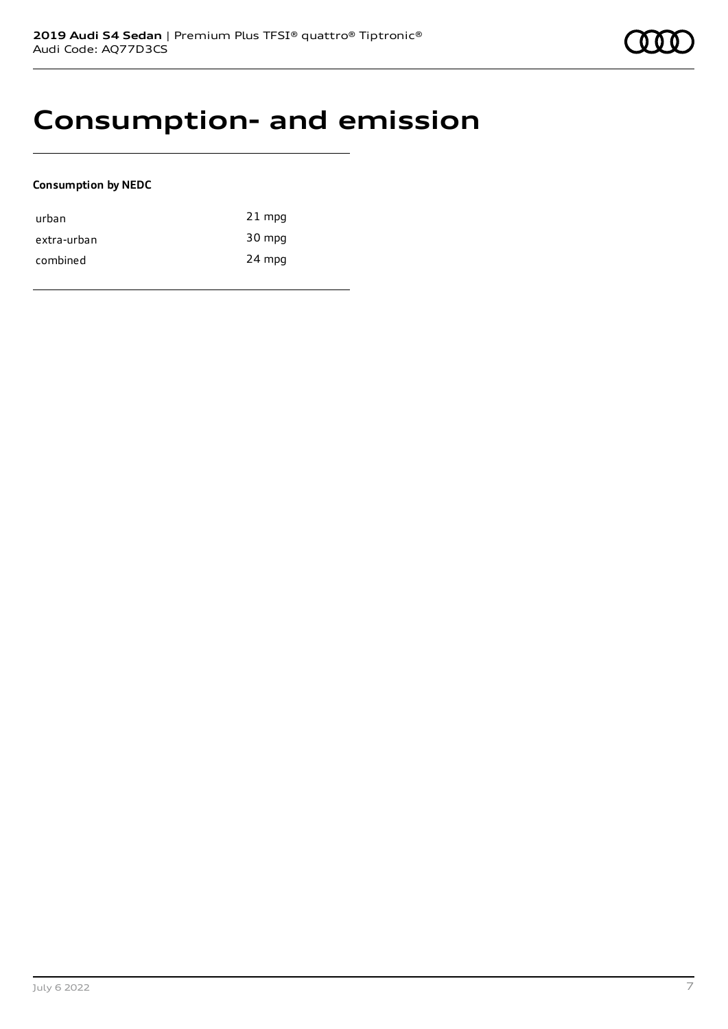# Consumption- and emission

**Consumption by NEDC**

| | |
|---|---|
| urban | 21 mpg |
| extra-urban | 30 mpg |
| combined | 24 mpg |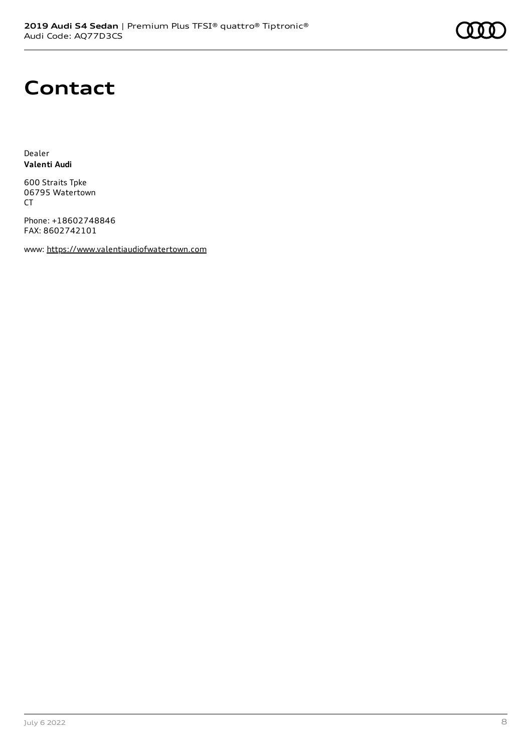# Contact

Dealer
**Valenti Audi**

600 Straits Tpke
06795 Watertown
CT

Phone: +18602748846
FAX: 8602742101

www: https://www.valentiaudiofwatertown.com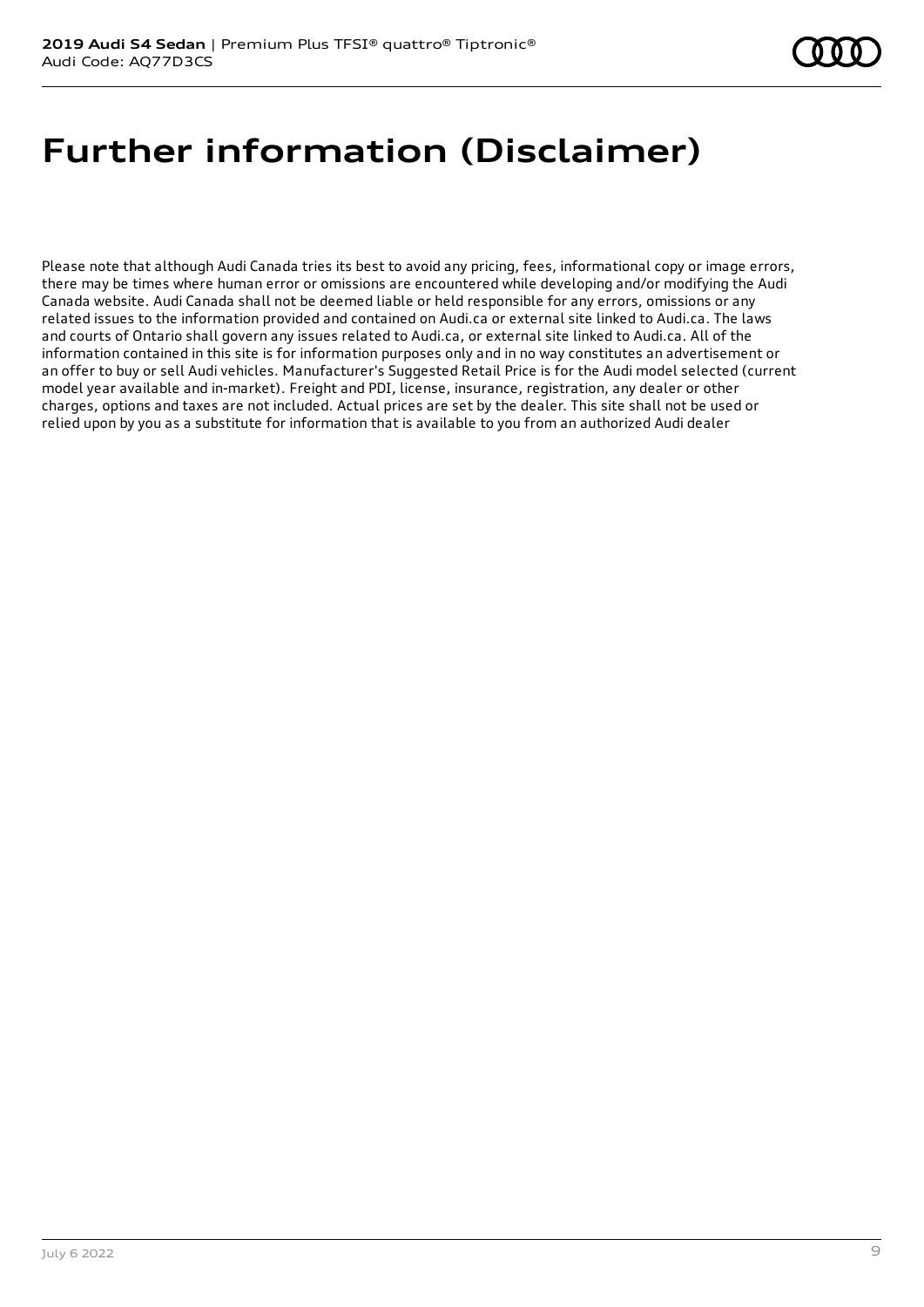# Further information (Disclaimer)

Please note that although Audi Canada tries its best to avoid any pricing, fees, informational copy or image errors, there may be times where human error or omissions are encountered while developing and/or modifying the Audi Canada website. Audi Canada shall not be deemed liable or held responsible for any errors, omissions or any related issues to the information provided and contained on Audi.ca or external site linked to Audi.ca. The laws and courts of Ontario shall govern any issues related to Audi.ca, or external site linked to Audi.ca. All of the information contained in this site is for information purposes only and in no way constitutes an advertisement or an offer to buy or sell Audi vehicles. Manufacturer's Suggested Retail Price is for the Audi model selected (current model year available and in-market). Freight and PDI, license, insurance, registration, any dealer or other charges, options and taxes are not included. Actual prices are set by the dealer. This site shall not be used or relied upon by you as a substitute for information that is available to you from an authorized Audi dealer